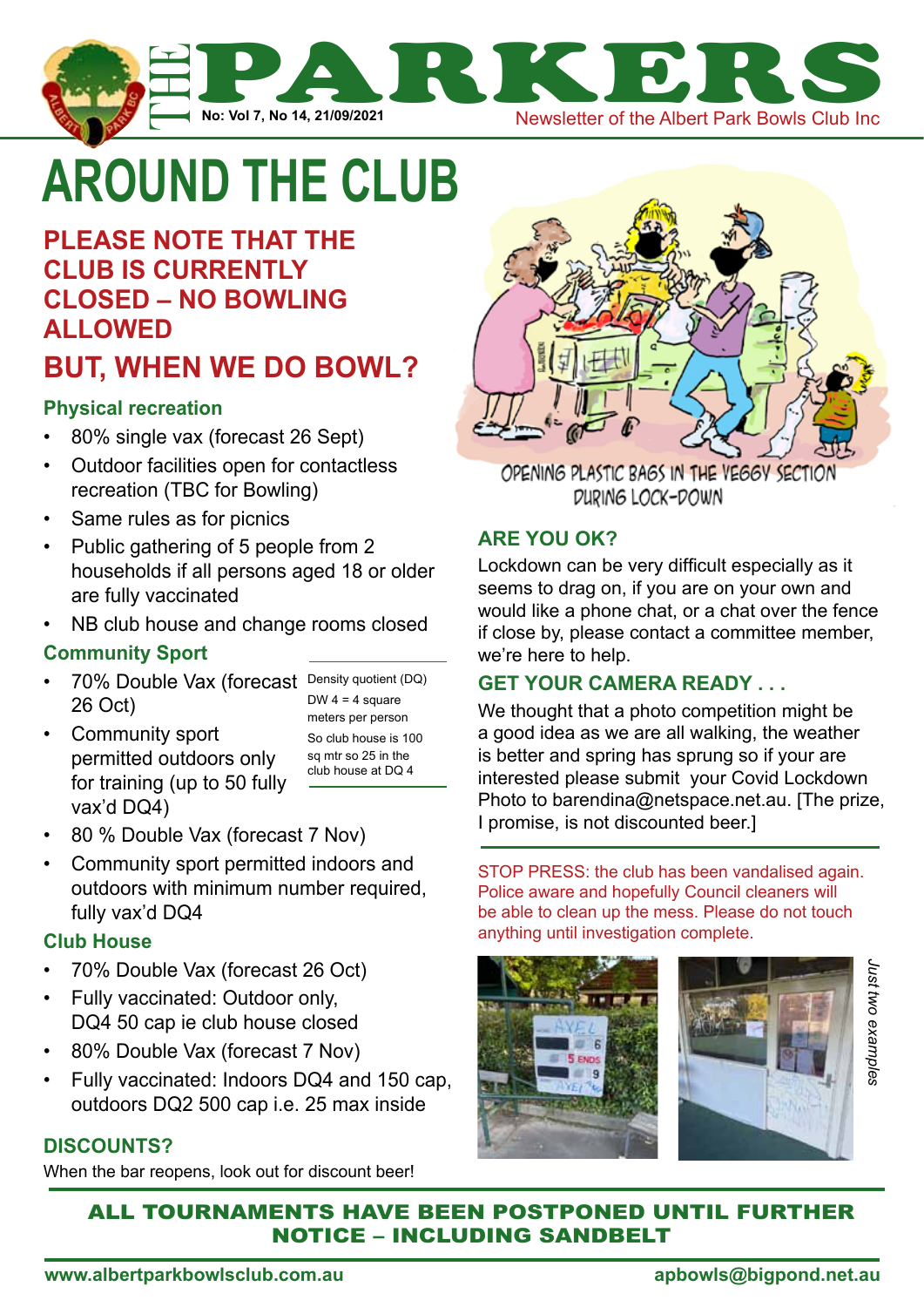# THE PARKERS

No: Vol 7, No 14, 21/09/2021

Newsletter of the Albert Park Bowls Club Inc

# AROUND THE CLUB

## PLEASE NOTE THAT THE CLUB IS CURRENTLY CLOSED – NO BOWLING ALLOWED

## BUT, WHEN WE DO BOWL?

### Physical recreation

- 80% single vax (forecast 26 Sept)
- Outdoor facilities open for contactless recreation (TBC for Bowling)
- Same rules as for picnics
- Public gathering of 5 people from 2 households if all persons aged 18 or older are fully vaccinated
- NB club house and change rooms closed

### Community Sport

- 70% Double Vax (forecast 26 Oct)
- Community sport permitted outdoors only for training (up to 50 fully vax'd DQ4)
- 80 % Double Vax (forecast 7 Nov)
- Community sport permitted indoors and outdoors with minimum number required, fully vax'd DQ4

Density quotient (DQ)
DW 4 = 4 square meters per person
So club house is 100 sq mtr so 25 in the club house at DQ 4

### Club House

- 70% Double Vax (forecast 26 Oct)
- Fully vaccinated: Outdoor only, DQ4 50 cap ie club house closed
- 80% Double Vax (forecast 7 Nov)
- Fully vaccinated: Indoors DQ4 and 150 cap, outdoors DQ2 500 cap i.e. 25 max inside

### DISCOUNTS?

When the bar reopens, look out for discount beer!

OPENING PLASTIC BAGS IN THE VEGGY SECTION DURING LOCK-DOWN

### ARE YOU OK?

Lockdown can be very difficult especially as it seems to drag on, if you are on your own and would like a phone chat, or a chat over the fence if close by, please contact a committee member, we're here to help.

### GET YOUR CAMERA READY . . .

We thought that a photo competition might be a good idea as we are all walking, the weather is better and spring has sprung so if your are interested please submit your Covid Lockdown Photo to barendina@netspace.net.au. [The prize, I promise, is not discounted beer.]

STOP PRESS: the club has been vandalised again. Police aware and hopefully Council cleaners will be able to clean up the mess. Please do not touch anything until investigation complete.

*Just two examples*

**ALL TOURNAMENTS HAVE BEEN POSTPONED UNTIL FURTHER NOTICE – INCLUDING SANDBELT**

www.albertparkbowlsclub.com.au apbowls@bigpond.net.au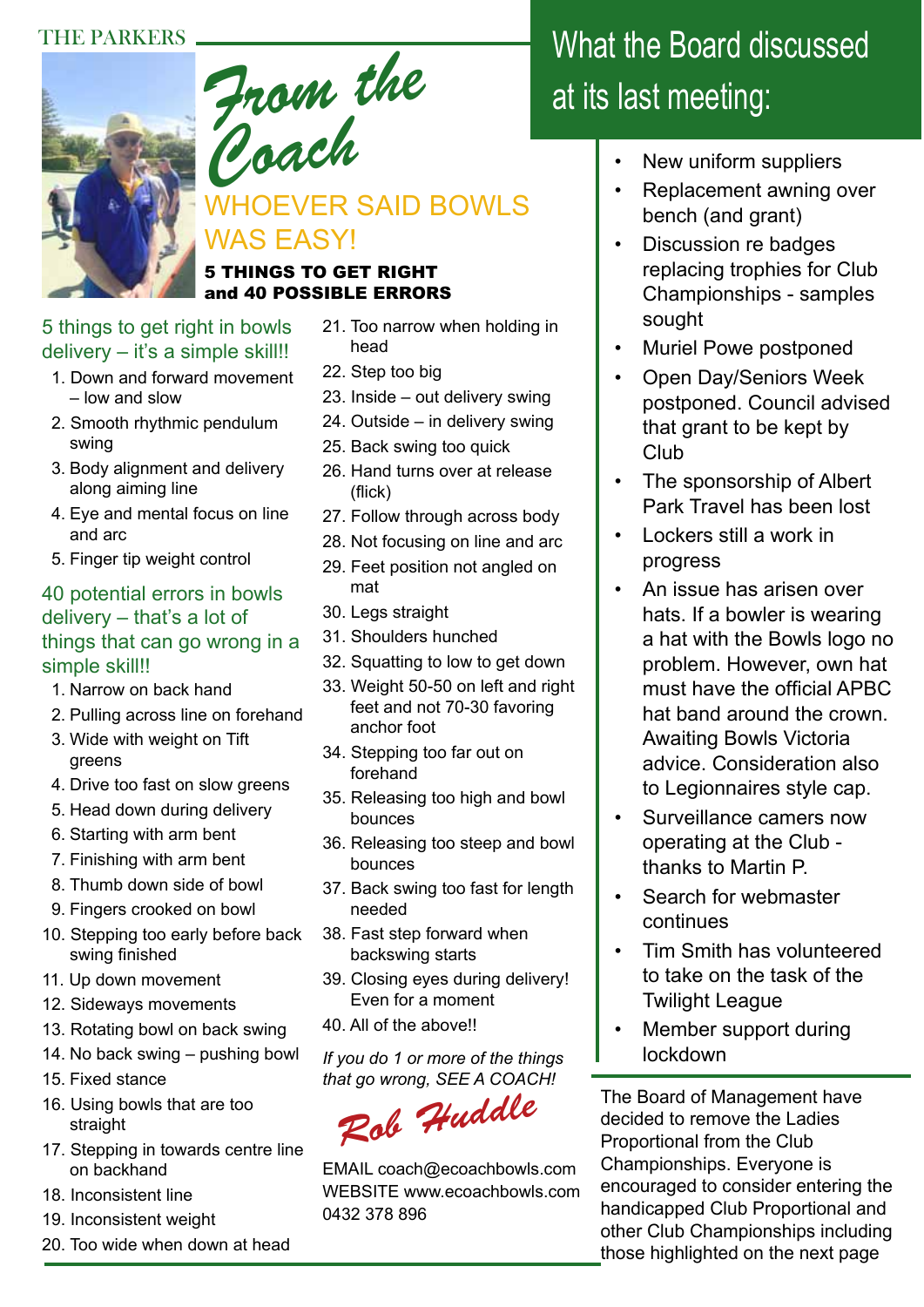THE PARKERS

# From the Coach

## WHOEVER SAID BOWLS WAS EASY!

**5 THINGS TO GET RIGHT and 40 POSSIBLE ERRORS**

### 5 things to get right in bowls delivery – it's a simple skill!!

1. Down and forward movement – low and slow
2. Smooth rhythmic pendulum swing
3. Body alignment and delivery along aiming line
4. Eye and mental focus on line and arc
5. Finger tip weight control

### 40 potential errors in bowls delivery – that's a lot of things that can go wrong in a simple skill!!

1. Narrow on back hand
2. Pulling across line on forehand
3. Wide with weight on Tift greens
4. Drive too fast on slow greens
5. Head down during delivery
6. Starting with arm bent
7. Finishing with arm bent
8. Thumb down side of bowl
9. Fingers crooked on bowl
10. Stepping too early before back swing finished
11. Up down movement
12. Sideways movements
13. Rotating bowl on back swing
14. No back swing – pushing bowl
15. Fixed stance
16. Using bowls that are too straight
17. Stepping in towards centre line on backhand
18. Inconsistent line
19. Inconsistent weight
20. Too wide when down at head
21. Too narrow when holding in head
22. Step too big
23. Inside – out delivery swing
24. Outside – in delivery swing
25. Back swing too quick
26. Hand turns over at release (flick)
27. Follow through across body
28. Not focusing on line and arc
29. Feet position not angled on mat
30. Legs straight
31. Shoulders hunched
32. Squatting to low to get down
33. Weight 50-50 on left and right feet and not 70-30 favoring anchor foot
34. Stepping too far out on forehand
35. Releasing too high and bowl bounces
36. Releasing too steep and bowl bounces
37. Back swing too fast for length needed
38. Fast step forward when backswing starts
39. Closing eyes during delivery! Even for a moment
40. All of the above!!

*If you do 1 or more of the things that go wrong, SEE A COACH!*

*Rob Huddle*

EMAIL coach@ecoachbowls.com
WEBSITE www.ecoachbowls.com
0432 378 896

# What the Board discussed at its last meeting:

- New uniform suppliers
- Replacement awning over bench (and grant)
- Discussion re badges replacing trophies for Club Championships - samples sought
- Muriel Powe postponed
- Open Day/Seniors Week postponed. Council advised that grant to be kept by Club
- The sponsorship of Albert Park Travel has been lost
- Lockers still a work in progress
- An issue has arisen over hats. If a bowler is wearing a hat with the Bowls logo no problem. However, own hat must have the official APBC hat band around the crown. Awaiting Bowls Victoria advice. Consideration also to Legionnaires style cap.
- Surveillance camers now operating at the Club - thanks to Martin P.
- Search for webmaster continues
- Tim Smith has volunteered to take on the task of the Twilight League
- Member support during lockdown

The Board of Management have decided to remove the Ladies Proportional from the Club Championships. Everyone is encouraged to consider entering the handicapped Club Proportional and other Club Championships including those highlighted on the next page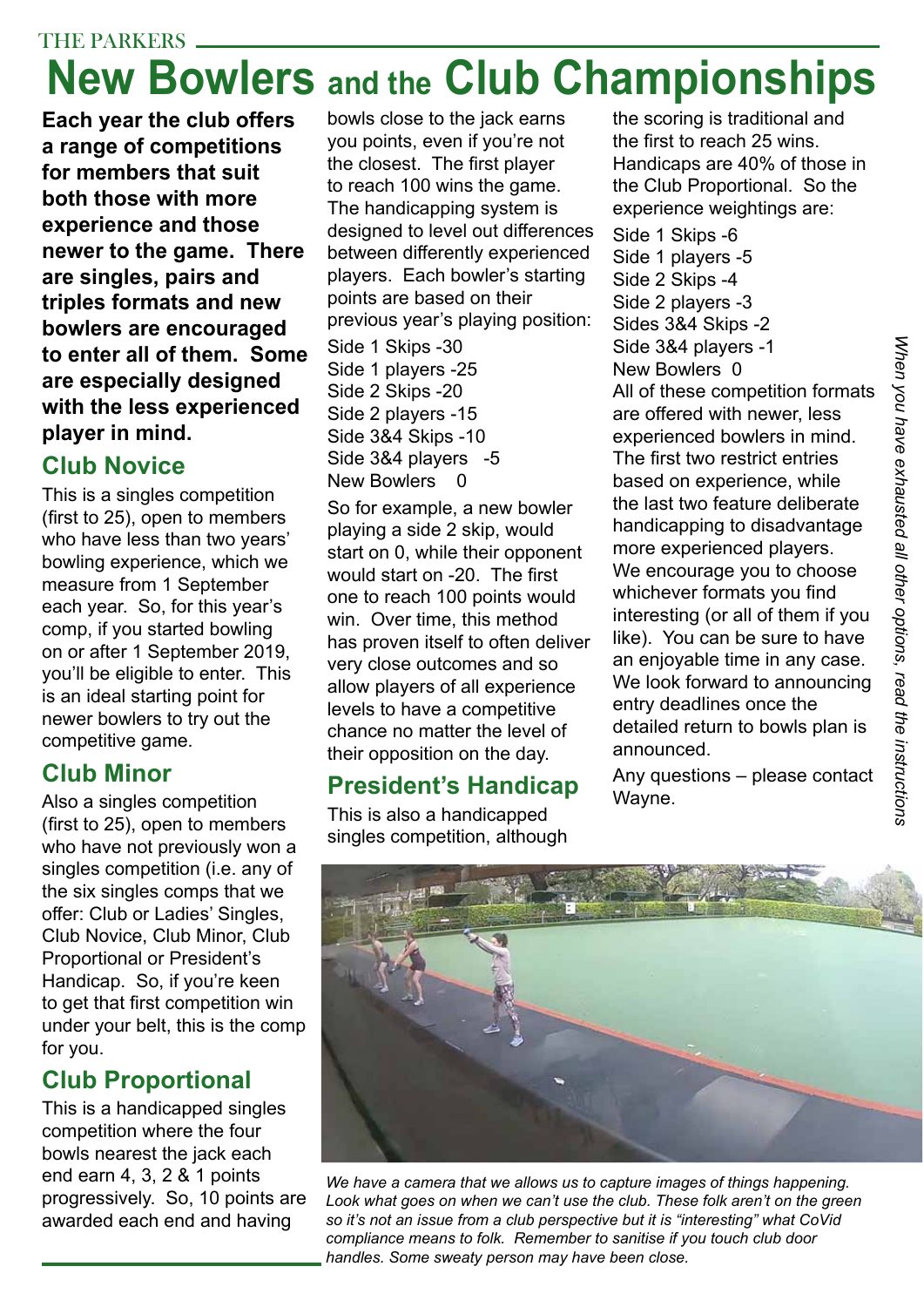THE PARKERS

# New Bowlers and the Club Championships

**Each year the club offers a range of competitions for members that suit both those with more experience and those newer to the game. There are singles, pairs and triples formats and new bowlers are encouraged to enter all of them. Some are especially designed with the less experienced player in mind.**

## Club Novice

This is a singles competition (first to 25), open to members who have less than two years' bowling experience, which we measure from 1 September each year. So, for this year's comp, if you started bowling on or after 1 September 2019, you'll be eligible to enter. This is an ideal starting point for newer bowlers to try out the competitive game.

## Club Minor

Also a singles competition (first to 25), open to members who have not previously won a singles competition (i.e. any of the six singles comps that we offer: Club or Ladies' Singles, Club Novice, Club Minor, Club Proportional or President's Handicap. So, if you're keen to get that first competition win under your belt, this is the comp for you.

## Club Proportional

This is a handicapped singles competition where the four bowls nearest the jack each end earn 4, 3, 2 & 1 points progressively. So, 10 points are awarded each end and having bowls close to the jack earns you points, even if you're not the closest. The first player to reach 100 wins the game. The handicapping system is designed to level out differences between differently experienced players. Each bowler's starting points are based on their previous year's playing position:

Side 1 Skips -30
Side 1 players -25
Side 2 Skips -20
Side 2 players -15
Side 3&4 Skips -10
Side 3&4 players -5
New Bowlers 0

So for example, a new bowler playing a side 2 skip, would start on 0, while their opponent would start on -20. The first one to reach 100 points would win. Over time, this method has proven itself to often deliver very close outcomes and so allow players of all experience levels to have a competitive chance no matter the level of their opposition on the day.

## President's Handicap

This is also a handicapped singles competition, although the scoring is traditional and the first to reach 25 wins. Handicaps are 40% of those in the Club Proportional. So the experience weightings are:

Side 1 Skips -6
Side 1 players -5
Side 2 Skips -4
Side 2 players -3
Sides 3&4 Skips -2
Side 3&4 players -1
New Bowlers 0

All of these competition formats are offered with newer, less experienced bowlers in mind. The first two restrict entries based on experience, while the last two feature deliberate handicapping to disadvantage more experienced players. We encourage you to choose whichever formats you find interesting (or all of them if you like). You can be sure to have an enjoyable time in any case. We look forward to announcing entry deadlines once the detailed return to bowls plan is announced.

Any questions – please contact Wayne.

*We have a camera that we allows us to capture images of things happening. Look what goes on when we can't use the club. These folk aren't on the green so it's not an issue from a club perspective but it is "interesting" what CoVid compliance means to folk. Remember to sanitise if you touch club door handles. Some sweaty person may have been close.*

*When you have exhausted all other options, read the instructions*